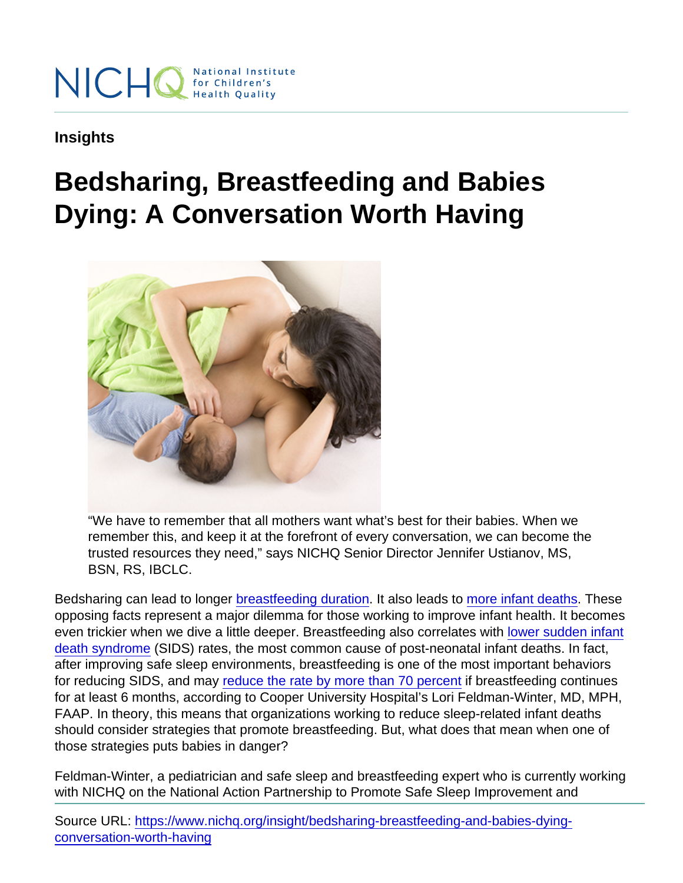Insights

# Bedsharing, Breastfeeding and Babies Dying: A Conversation Worth Having

"We have to remember that all mothers want what's best for their babies. When we remember this, and keep it at the forefront of every conversation, we can become the trusted resources they need," says NICHQ Senior Director Jennifer Ustianov, MS, BSN, RS, IBCLC.

Bedsharing can lead to longer breastfeeding duration. It also leads to more infant deaths. These opposing facts represent a major dilemma for those working to improve infant health. It becomes even trickier when we dive a little deeper. Breastfeeding also correlates with lower sudden infant death syndrome (SIDS) rates, the most common cause of post-neonatal infant deaths. In fact, after improving safe sleep environments, breastfeeding is one of the most important behaviors for reducing SIDS, and may reduce the rate by more than 70 percent if breastfeeding continues for at least 6 months, according to Cooper University Hospital's Lori Feldman-Winter, MD, MPH, FAAP. In theory, this means that organizations working to reduce sleep-related infant deaths should consider strategies that promote breastfeeding. But, what does that mean when one of those strategies puts babies in danger?

Feldman-Winter, a pediatrician and safe sleep and breastfeeding expert who is currently working with NICHQ on the National Action Partnership to Promote Safe Sleep Improvement and

Source URL: https://www.nichq.org/insight/bedsharing-breastfeeding-and-babies-dying-conversation-worth-having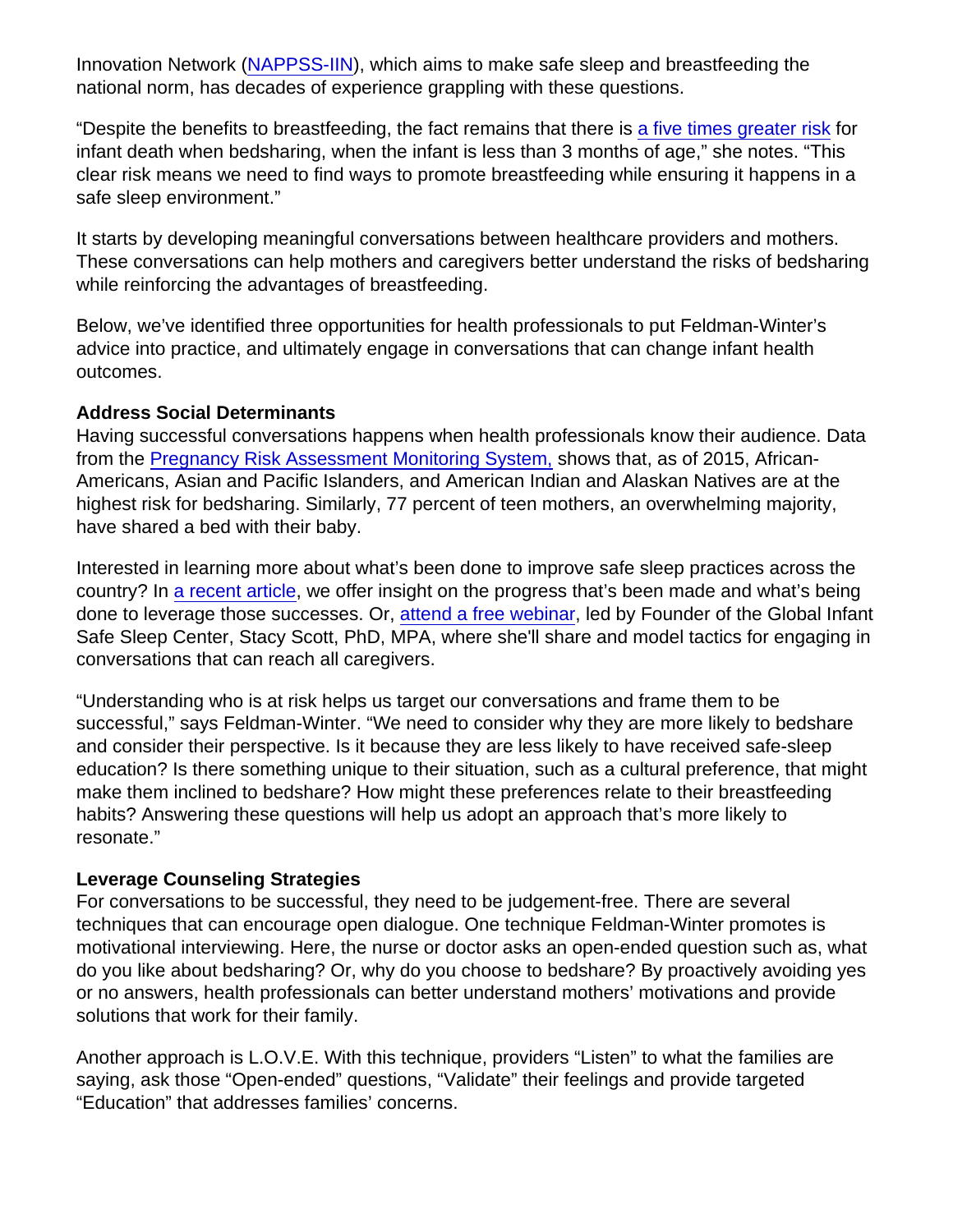Innovation Network (NAPPSS-IIN), which aims to make safe sleep and breastfeeding the national norm, has decades of experience grappling with these questions.

"Despite the benefits to breastfeeding, the fact remains that there is a five times greater risk for infant death when bedsharing, when the infant is less than 3 months of age," she notes. "This clear risk means we need to find ways to promote breastfeeding while ensuring it happens in a safe sleep environment."

It starts by developing meaningful conversations between healthcare providers and mothers. These conversations can help mothers and caregivers better understand the risks of bedsharing while reinforcing the advantages of breastfeeding.

Below, we've identified three opportunities for health professionals to put Feldman-Winter's advice into practice, and ultimately engage in conversations that can change infant health outcomes.

**Address Social Determinants**

Having successful conversations happens when health professionals know their audience. Data from the Pregnancy Risk Assessment Monitoring System, shows that, as of 2015, African-Americans, Asian and Pacific Islanders, and American Indian and Alaskan Natives are at the highest risk for bedsharing. Similarly, 77 percent of teen mothers, an overwhelming majority, have shared a bed with their baby.

Interested in learning more about what's been done to improve safe sleep practices across the country? In a recent article, we offer insight on the progress that's been made and what's being done to leverage those successes. Or, attend a free webinar, led by Founder of the Global Infant Safe Sleep Center, Stacy Scott, PhD, MPA, where she'll share and model tactics for engaging in conversations that can reach all caregivers.

"Understanding who is at risk helps us target our conversations and frame them to be successful," says Feldman-Winter. "We need to consider why they are more likely to bedshare and consider their perspective. Is it because they are less likely to have received safe-sleep education? Is there something unique to their situation, such as a cultural preference, that might make them inclined to bedshare? How might these preferences relate to their breastfeeding habits? Answering these questions will help us adopt an approach that's more likely to resonate."

**Leverage Counseling Strategies**

For conversations to be successful, they need to be judgement-free. There are several techniques that can encourage open dialogue. One technique Feldman-Winter promotes is motivational interviewing. Here, the nurse or doctor asks an open-ended question such as, what do you like about bedsharing? Or, why do you choose to bedshare? By proactively avoiding yes or no answers, health professionals can better understand mothers' motivations and provide solutions that work for their family.

Another approach is L.O.V.E. With this technique, providers "Listen" to what the families are saying, ask those "Open-ended" questions, "Validate" their feelings and provide targeted "Education" that addresses families' concerns.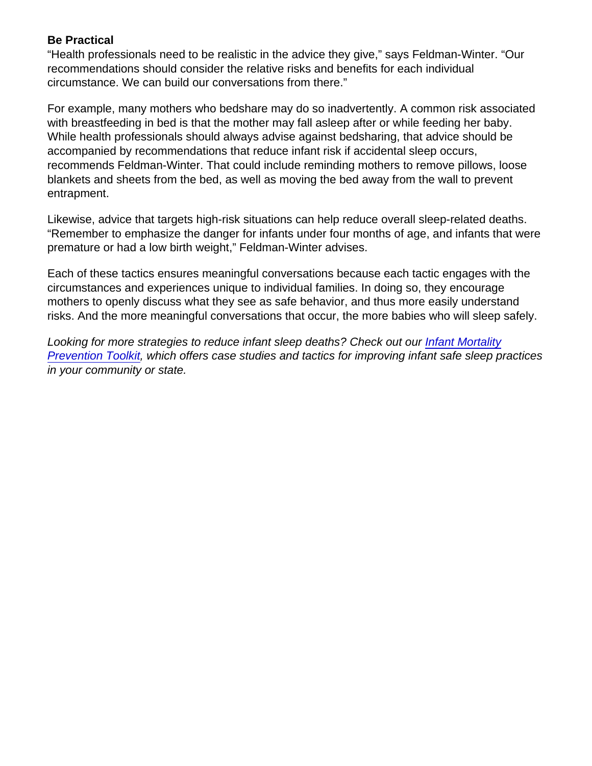**Be Practical**

"Health professionals need to be realistic in the advice they give," says Feldman-Winter. "Our recommendations should consider the relative risks and benefits for each individual circumstance. We can build our conversations from there."

For example, many mothers who bedshare may do so inadvertently. A common risk associated with breastfeeding in bed is that the mother may fall asleep after or while feeding her baby. While health professionals should always advise against bedsharing, that advice should be accompanied by recommendations that reduce infant risk if accidental sleep occurs, recommends Feldman-Winter. That could include reminding mothers to remove pillows, loose blankets and sheets from the bed, as well as moving the bed away from the wall to prevent entrapment.

Likewise, advice that targets high-risk situations can help reduce overall sleep-related deaths. "Remember to emphasize the danger for infants under four months of age, and infants that were premature or had a low birth weight," Feldman-Winter advises.

Each of these tactics ensures meaningful conversations because each tactic engages with the circumstances and experiences unique to individual families. In doing so, they encourage mothers to openly discuss what they see as safe behavior, and thus more easily understand risks. And the more meaningful conversations that occur, the more babies who will sleep safely.

*Looking for more strategies to reduce infant sleep deaths? Check out our [Infant Mortality Prevention Toolkit](), which offers case studies and tactics for improving infant safe sleep practices in your community or state.*